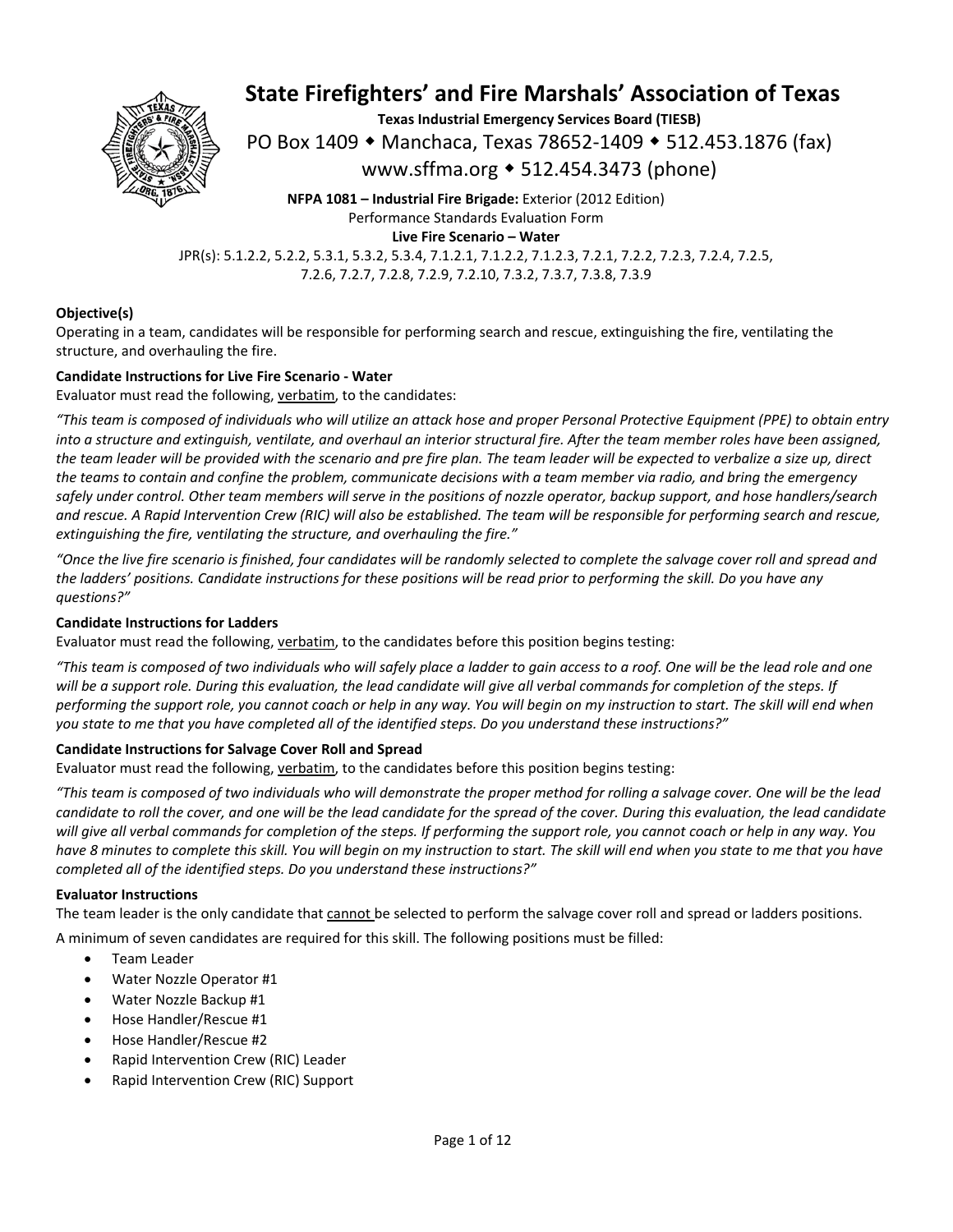# State Firefighters' and Fire Marshals' Association of Texas

**Texas Industrial Emergency Services Board (TIESB)**

PO Box 1409 ◆ Manchaca, Texas 78652-1409 ◆ 512.453.1876 (fax)

www.sffma.org ◆ 512.454.3473 (phone)

**NFPA 1081 – Industrial Fire Brigade:** Exterior (2012 Edition)

Performance Standards Evaluation Form

**Live Fire Scenario – Water**

JPR(s): 5.1.2.2, 5.2.2, 5.3.1, 5.3.2, 5.3.4, 7.1.2.1, 7.1.2.2, 7.1.2.3, 7.2.1, 7.2.2, 7.2.3, 7.2.4, 7.2.5, 7.2.6, 7.2.7, 7.2.8, 7.2.9, 7.2.10, 7.3.2, 7.3.7, 7.3.8, 7.3.9

**Objective(s)**

Operating in a team, candidates will be responsible for performing search and rescue, extinguishing the fire, ventilating the structure, and overhauling the fire.

**Candidate Instructions for Live Fire Scenario - Water**

Evaluator must read the following, verbatim, to the candidates:

*"This team is composed of individuals who will utilize an attack hose and proper Personal Protective Equipment (PPE) to obtain entry into a structure and extinguish, ventilate, and overhaul an interior structural fire. After the team member roles have been assigned, the team leader will be provided with the scenario and pre fire plan. The team leader will be expected to verbalize a size up, direct the teams to contain and confine the problem, communicate decisions with a team member via radio, and bring the emergency safely under control. Other team members will serve in the positions of nozzle operator, backup support, and hose handlers/search and rescue. A Rapid Intervention Crew (RIC) will also be established. The team will be responsible for performing search and rescue, extinguishing the fire, ventilating the structure, and overhauling the fire."*

*"Once the live fire scenario is finished, four candidates will be randomly selected to complete the salvage cover roll and spread and the ladders' positions. Candidate instructions for these positions will be read prior to performing the skill. Do you have any questions?"*

**Candidate Instructions for Ladders**

Evaluator must read the following, verbatim, to the candidates before this position begins testing:

*"This team is composed of two individuals who will safely place a ladder to gain access to a roof. One will be the lead role and one will be a support role. During this evaluation, the lead candidate will give all verbal commands for completion of the steps. If performing the support role, you cannot coach or help in any way. You will begin on my instruction to start. The skill will end when you state to me that you have completed all of the identified steps. Do you understand these instructions?"*

**Candidate Instructions for Salvage Cover Roll and Spread**

Evaluator must read the following, verbatim, to the candidates before this position begins testing:

*"This team is composed of two individuals who will demonstrate the proper method for rolling a salvage cover. One will be the lead candidate to roll the cover, and one will be the lead candidate for the spread of the cover. During this evaluation, the lead candidate will give all verbal commands for completion of the steps. If performing the support role, you cannot coach or help in any way. You have 8 minutes to complete this skill. You will begin on my instruction to start. The skill will end when you state to me that you have completed all of the identified steps. Do you understand these instructions?"*

**Evaluator Instructions**

The team leader is the only candidate that cannot be selected to perform the salvage cover roll and spread or ladders positions.

A minimum of seven candidates are required for this skill. The following positions must be filled:

- Team Leader
- Water Nozzle Operator #1
- Water Nozzle Backup #1
- Hose Handler/Rescue #1
- Hose Handler/Rescue #2
- Rapid Intervention Crew (RIC) Leader
- Rapid Intervention Crew (RIC) Support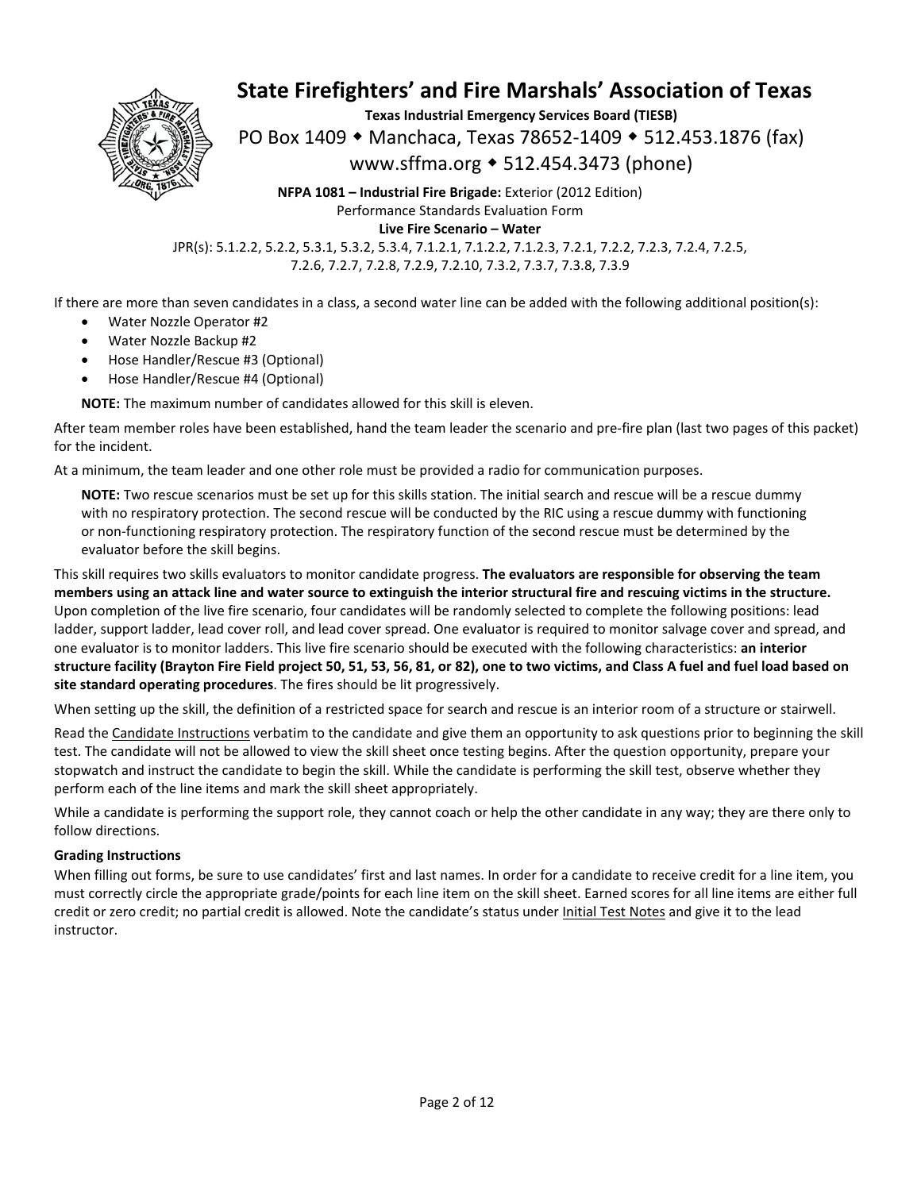# State Firefighters' and Fire Marshals' Association of Texas

**Texas Industrial Emergency Services Board (TIESB)**

PO Box 1409 ◆ Manchaca, Texas 78652-1409 ◆ 512.453.1876 (fax)

www.sffma.org ◆ 512.454.3473 (phone)

**NFPA 1081 – Industrial Fire Brigade:** Exterior (2012 Edition)

Performance Standards Evaluation Form

**Live Fire Scenario – Water**

JPR(s): 5.1.2.2, 5.2.2, 5.3.1, 5.3.2, 5.3.4, 7.1.2.1, 7.1.2.2, 7.1.2.3, 7.2.1, 7.2.2, 7.2.3, 7.2.4, 7.2.5, 7.2.6, 7.2.7, 7.2.8, 7.2.9, 7.2.10, 7.3.2, 7.3.7, 7.3.8, 7.3.9

If there are more than seven candidates in a class, a second water line can be added with the following additional position(s):

- Water Nozzle Operator #2
- Water Nozzle Backup #2
- Hose Handler/Rescue #3 (Optional)
- Hose Handler/Rescue #4 (Optional)

**NOTE:** The maximum number of candidates allowed for this skill is eleven.

After team member roles have been established, hand the team leader the scenario and pre-fire plan (last two pages of this packet) for the incident.

At a minimum, the team leader and one other role must be provided a radio for communication purposes.

**NOTE:** Two rescue scenarios must be set up for this skills station. The initial search and rescue will be a rescue dummy with no respiratory protection. The second rescue will be conducted by the RIC using a rescue dummy with functioning or non-functioning respiratory protection. The respiratory function of the second rescue must be determined by the evaluator before the skill begins.

This skill requires two skills evaluators to monitor candidate progress. **The evaluators are responsible for observing the team members using an attack line and water source to extinguish the interior structural fire and rescuing victims in the structure.** Upon completion of the live fire scenario, four candidates will be randomly selected to complete the following positions: lead ladder, support ladder, lead cover roll, and lead cover spread. One evaluator is required to monitor salvage cover and spread, and one evaluator is to monitor ladders. This live fire scenario should be executed with the following characteristics: **an interior structure facility (Brayton Fire Field project 50, 51, 53, 56, 81, or 82), one to two victims, and Class A fuel and fuel load based on site standard operating procedures**. The fires should be lit progressively.

When setting up the skill, the definition of a restricted space for search and rescue is an interior room of a structure or stairwell.

Read the Candidate Instructions verbatim to the candidate and give them an opportunity to ask questions prior to beginning the skill test. The candidate will not be allowed to view the skill sheet once testing begins. After the question opportunity, prepare your stopwatch and instruct the candidate to begin the skill. While the candidate is performing the skill test, observe whether they perform each of the line items and mark the skill sheet appropriately.

While a candidate is performing the support role, they cannot coach or help the other candidate in any way; they are there only to follow directions.

**Grading Instructions**

When filling out forms, be sure to use candidates' first and last names. In order for a candidate to receive credit for a line item, you must correctly circle the appropriate grade/points for each line item on the skill sheet. Earned scores for all line items are either full credit or zero credit; no partial credit is allowed. Note the candidate's status under Initial Test Notes and give it to the lead instructor.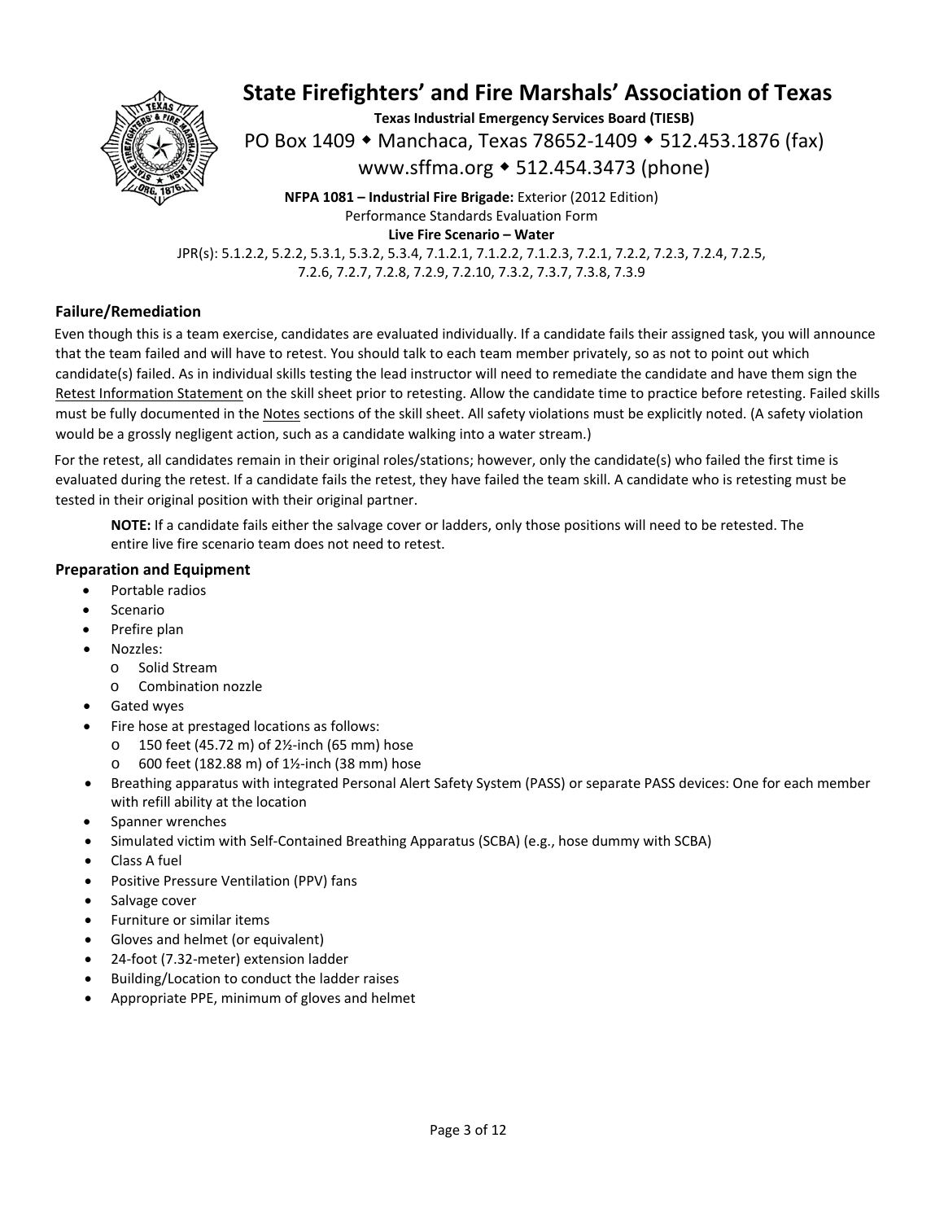# State Firefighters' and Fire Marshals' Association of Texas

**Texas Industrial Emergency Services Board (TIESB)**

PO Box 1409 ◆ Manchaca, Texas 78652-1409 ◆ 512.453.1876 (fax)

www.sffma.org ◆ 512.454.3473 (phone)

**NFPA 1081 – Industrial Fire Brigade:** Exterior (2012 Edition)
Performance Standards Evaluation Form
**Live Fire Scenario – Water**
JPR(s): 5.1.2.2, 5.2.2, 5.3.1, 5.3.2, 5.3.4, 7.1.2.1, 7.1.2.2, 7.1.2.3, 7.2.1, 7.2.2, 7.2.3, 7.2.4, 7.2.5, 7.2.6, 7.2.7, 7.2.8, 7.2.9, 7.2.10, 7.3.2, 7.3.7, 7.3.8, 7.3.9

## Failure/Remediation

Even though this is a team exercise, candidates are evaluated individually. If a candidate fails their assigned task, you will announce that the team failed and will have to retest. You should talk to each team member privately, so as not to point out which candidate(s) failed. As in individual skills testing the lead instructor will need to remediate the candidate and have them sign the Retest Information Statement on the skill sheet prior to retesting. Allow the candidate time to practice before retesting. Failed skills must be fully documented in the Notes sections of the skill sheet. All safety violations must be explicitly noted. (A safety violation would be a grossly negligent action, such as a candidate walking into a water stream.)

For the retest, all candidates remain in their original roles/stations; however, only the candidate(s) who failed the first time is evaluated during the retest. If a candidate fails the retest, they have failed the team skill. A candidate who is retesting must be tested in their original position with their original partner.

> **NOTE:** If a candidate fails either the salvage cover or ladders, only those positions will need to be retested. The entire live fire scenario team does not need to retest.

## Preparation and Equipment

- Portable radios
- Scenario
- Prefire plan
- Nozzles:
  - Solid Stream
  - Combination nozzle
- Gated wyes
- Fire hose at prestaged locations as follows:
  - 150 feet (45.72 m) of 2½-inch (65 mm) hose
  - 600 feet (182.88 m) of 1½-inch (38 mm) hose
- Breathing apparatus with integrated Personal Alert Safety System (PASS) or separate PASS devices: One for each member with refill ability at the location
- Spanner wrenches
- Simulated victim with Self-Contained Breathing Apparatus (SCBA) (e.g., hose dummy with SCBA)
- Class A fuel
- Positive Pressure Ventilation (PPV) fans
- Salvage cover
- Furniture or similar items
- Gloves and helmet (or equivalent)
- 24-foot (7.32-meter) extension ladder
- Building/Location to conduct the ladder raises
- Appropriate PPE, minimum of gloves and helmet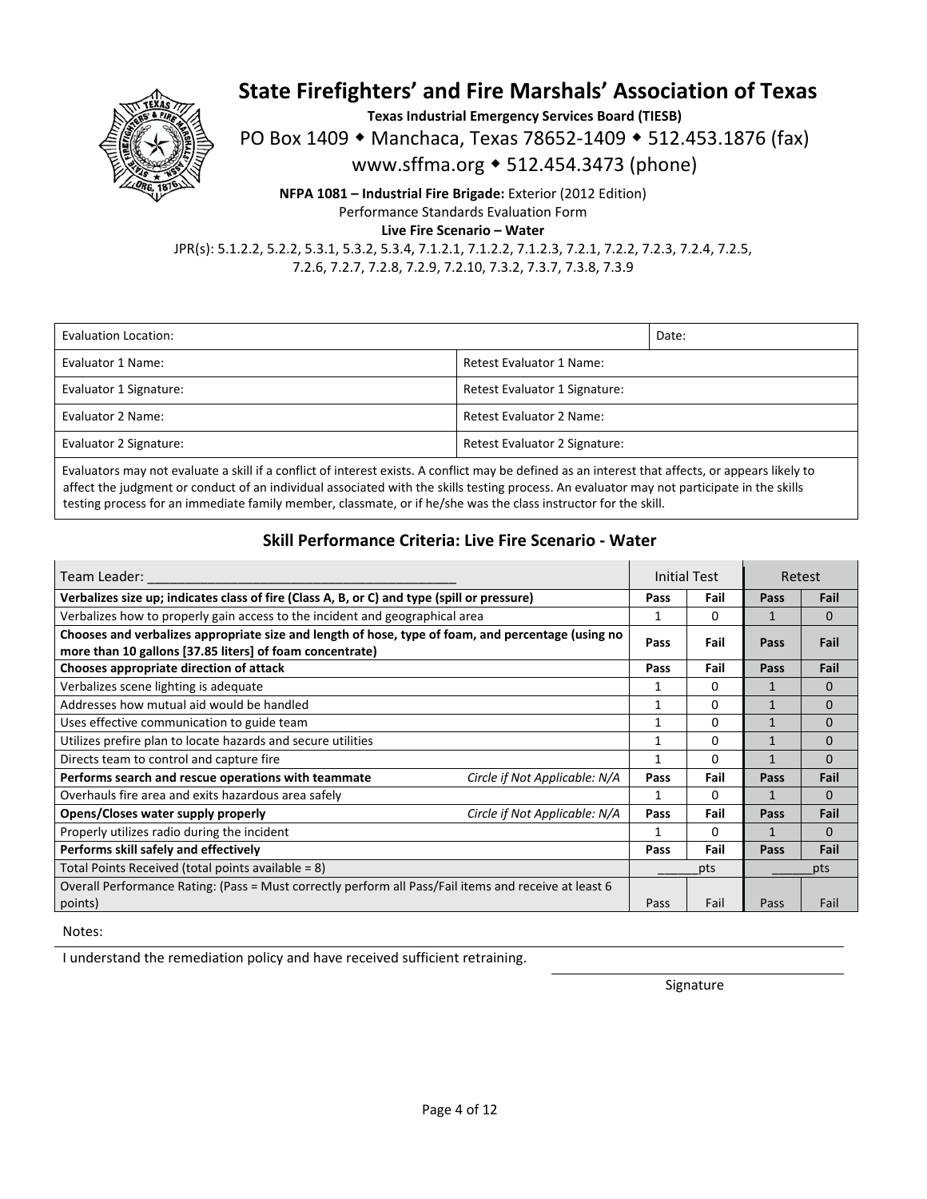# State Firefighters' and Fire Marshals' Association of Texas

**Texas Industrial Emergency Services Board (TIESB)**

PO Box 1409 ◆ Manchaca, Texas 78652-1409 ◆ 512.453.1876 (fax)

www.sffma.org ◆ 512.454.3473 (phone)

**NFPA 1081 – Industrial Fire Brigade:** Exterior (2012 Edition)

Performance Standards Evaluation Form

**Live Fire Scenario – Water**

JPR(s): 5.1.2.2, 5.2.2, 5.3.1, 5.3.2, 5.3.4, 7.1.2.1, 7.1.2.2, 7.1.2.3, 7.2.1, 7.2.2, 7.2.3, 7.2.4, 7.2.5, 7.2.6, 7.2.7, 7.2.8, 7.2.9, 7.2.10, 7.3.2, 7.3.7, 7.3.8, 7.3.9

| Evaluation Location: | | Date: |
|---|---|---|
| Evaluator 1 Name: | Retest Evaluator 1 Name: | |
| Evaluator 1 Signature: | Retest Evaluator 1 Signature: | |
| Evaluator 2 Name: | Retest Evaluator 2 Name: | |
| Evaluator 2 Signature: | Retest Evaluator 2 Signature: | |

Evaluators may not evaluate a skill if a conflict of interest exists. A conflict may be defined as an interest that affects, or appears likely to affect the judgment or conduct of an individual associated with the skills testing process. An evaluator may not participate in the skills testing process for an immediate family member, classmate, or if he/she was the class instructor for the skill.

## Skill Performance Criteria: Live Fire Scenario - Water

| Team Leader: ________________________________________ | Initial Test | | Retest | |
|---|---|---|---|---|
| **Verbalizes size up; indicates class of fire (Class A, B, or C) and type (spill or pressure)** | **Pass** | **Fail** | **Pass** | **Fail** |
| Verbalizes how to properly gain access to the incident and geographical area | 1 | 0 | 1 | 0 |
| **Chooses and verbalizes appropriate size and length of hose, type of foam, and percentage (using no more than 10 gallons [37.85 liters] of foam concentrate)** | **Pass** | **Fail** | **Pass** | **Fail** |
| **Chooses appropriate direction of attack** | **Pass** | **Fail** | **Pass** | **Fail** |
| Verbalizes scene lighting is adequate | 1 | 0 | 1 | 0 |
| Addresses how mutual aid would be handled | 1 | 0 | 1 | 0 |
| Uses effective communication to guide team | 1 | 0 | 1 | 0 |
| Utilizes prefire plan to locate hazards and secure utilities | 1 | 0 | 1 | 0 |
| Directs team to control and capture fire | 1 | 0 | 1 | 0 |
| **Performs search and rescue operations with teammate** *Circle if Not Applicable: N/A* | **Pass** | **Fail** | **Pass** | **Fail** |
| Overhauls fire area and exits hazardous area safely | 1 | 0 | 1 | 0 |
| **Opens/Closes water supply properly** *Circle if Not Applicable: N/A* | **Pass** | **Fail** | **Pass** | **Fail** |
| Properly utilizes radio during the incident | 1 | 0 | 1 | 0 |
| **Performs skill safely and effectively** | **Pass** | **Fail** | **Pass** | **Fail** |
| Total Points Received (total points available = 8) | ______pts | | ______pts | |
| Overall Performance Rating: (Pass = Must correctly perform all Pass/Fail items and receive at least 6 points) | Pass | Fail | Pass | Fail |

Notes:

I understand the remediation policy and have received sufficient retraining.

______________________________
Signature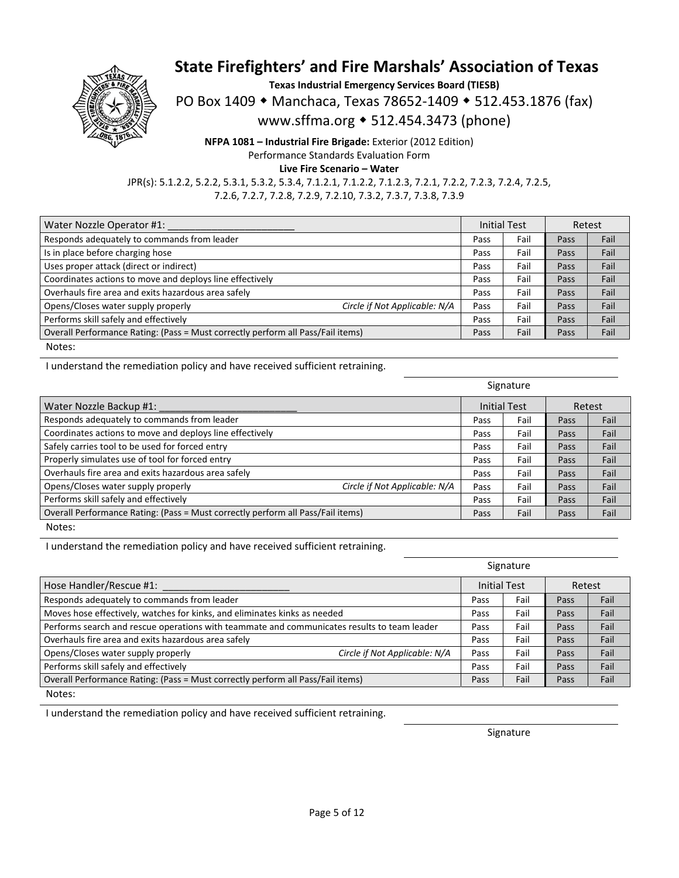# State Firefighters' and Fire Marshals' Association of Texas

**Texas Industrial Emergency Services Board (TIESB)**

PO Box 1409 ◆ Manchaca, Texas 78652-1409 ◆ 512.453.1876 (fax)

www.sffma.org ◆ 512.454.3473 (phone)

**NFPA 1081 – Industrial Fire Brigade:** Exterior (2012 Edition)

Performance Standards Evaluation Form

**Live Fire Scenario – Water**

JPR(s): 5.1.2.2, 5.2.2, 5.3.1, 5.3.2, 5.3.4, 7.1.2.1, 7.1.2.2, 7.1.2.3, 7.2.1, 7.2.2, 7.2.3, 7.2.4, 7.2.5, 7.2.6, 7.2.7, 7.2.8, 7.2.9, 7.2.10, 7.3.2, 7.3.7, 7.3.8, 7.3.9

| Water Nozzle Operator #1: _______________________ | Initial Test | | Retest | |
|---|---|---|---|---|
| Responds adequately to commands from leader | Pass | Fail | Pass | Fail |
| Is in place before charging hose | Pass | Fail | Pass | Fail |
| Uses proper attack (direct or indirect) | Pass | Fail | Pass | Fail |
| Coordinates actions to move and deploys line effectively | Pass | Fail | Pass | Fail |
| Overhauls fire area and exits hazardous area safely | Pass | Fail | Pass | Fail |
| Opens/Closes water supply properly *Circle if Not Applicable: N/A* | Pass | Fail | Pass | Fail |
| Performs skill safely and effectively | Pass | Fail | Pass | Fail |
| Overall Performance Rating: (Pass = Must correctly perform all Pass/Fail items) | Pass | Fail | Pass | Fail |

Notes:

I understand the remediation policy and have received sufficient retraining.

_______________________________
Signature

| Water Nozzle Backup #1: _________________________ | Initial Test | | Retest | |
|---|---|---|---|---|
| Responds adequately to commands from leader | Pass | Fail | Pass | Fail |
| Coordinates actions to move and deploys line effectively | Pass | Fail | Pass | Fail |
| Safely carries tool to be used for forced entry | Pass | Fail | Pass | Fail |
| Properly simulates use of tool for forced entry | Pass | Fail | Pass | Fail |
| Overhauls fire area and exits hazardous area safely | Pass | Fail | Pass | Fail |
| Opens/Closes water supply properly *Circle if Not Applicable: N/A* | Pass | Fail | Pass | Fail |
| Performs skill safely and effectively | Pass | Fail | Pass | Fail |
| Overall Performance Rating: (Pass = Must correctly perform all Pass/Fail items) | Pass | Fail | Pass | Fail |

Notes:

I understand the remediation policy and have received sufficient retraining.

_______________________________
Signature

| Hose Handler/Rescue #1: _______________________ | Initial Test | | Retest | |
|---|---|---|---|---|
| Responds adequately to commands from leader | Pass | Fail | Pass | Fail |
| Moves hose effectively, watches for kinks, and eliminates kinks as needed | Pass | Fail | Pass | Fail |
| Performs search and rescue operations with teammate and communicates results to team leader | Pass | Fail | Pass | Fail |
| Overhauls fire area and exits hazardous area safely | Pass | Fail | Pass | Fail |
| Opens/Closes water supply properly *Circle if Not Applicable: N/A* | Pass | Fail | Pass | Fail |
| Performs skill safely and effectively | Pass | Fail | Pass | Fail |
| Overall Performance Rating: (Pass = Must correctly perform all Pass/Fail items) | Pass | Fail | Pass | Fail |

Notes:

I understand the remediation policy and have received sufficient retraining.

_______________________________
Signature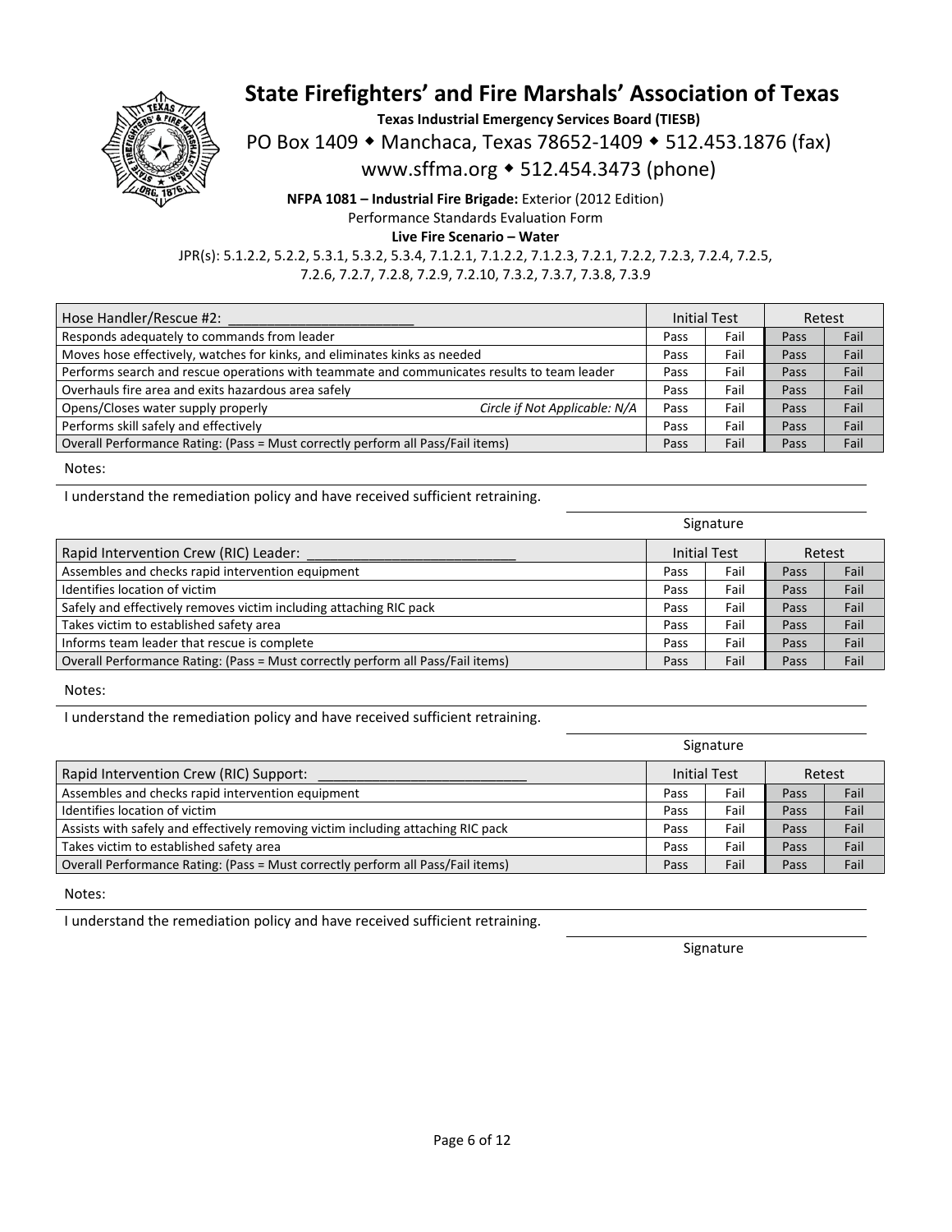# State Firefighters' and Fire Marshals' Association of Texas

**Texas Industrial Emergency Services Board (TIESB)**

PO Box 1409 ◆ Manchaca, Texas 78652-1409 ◆ 512.453.1876 (fax)

www.sffma.org ◆ 512.454.3473 (phone)

**NFPA 1081 – Industrial Fire Brigade:** Exterior (2012 Edition)

Performance Standards Evaluation Form

**Live Fire Scenario – Water**

JPR(s): 5.1.2.2, 5.2.2, 5.3.1, 5.3.2, 5.3.4, 7.1.2.1, 7.1.2.2, 7.1.2.3, 7.2.1, 7.2.2, 7.2.3, 7.2.4, 7.2.5, 7.2.6, 7.2.7, 7.2.8, 7.2.9, 7.2.10, 7.3.2, 7.3.7, 7.3.8, 7.3.9

| Hose Handler/Rescue #2: ________________________ | Initial Test | | Retest | |
|---|---|---|---|---|
| Responds adequately to commands from leader | Pass | Fail | Pass | Fail |
| Moves hose effectively, watches for kinks, and eliminates kinks as needed | Pass | Fail | Pass | Fail |
| Performs search and rescue operations with teammate and communicates results to team leader | Pass | Fail | Pass | Fail |
| Overhauls fire area and exits hazardous area safely | Pass | Fail | Pass | Fail |
| Opens/Closes water supply properly *Circle if Not Applicable: N/A* | Pass | Fail | Pass | Fail |
| Performs skill safely and effectively | Pass | Fail | Pass | Fail |
| Overall Performance Rating: (Pass = Must correctly perform all Pass/Fail items) | Pass | Fail | Pass | Fail |

Notes:

I understand the remediation policy and have received sufficient retraining.

Signature

| Rapid Intervention Crew (RIC) Leader: ___________________________ | Initial Test | | Retest | |
|---|---|---|---|---|
| Assembles and checks rapid intervention equipment | Pass | Fail | Pass | Fail |
| Identifies location of victim | Pass | Fail | Pass | Fail |
| Safely and effectively removes victim including attaching RIC pack | Pass | Fail | Pass | Fail |
| Takes victim to established safety area | Pass | Fail | Pass | Fail |
| Informs team leader that rescue is complete | Pass | Fail | Pass | Fail |
| Overall Performance Rating: (Pass = Must correctly perform all Pass/Fail items) | Pass | Fail | Pass | Fail |

Notes:

I understand the remediation policy and have received sufficient retraining.

Signature

| Rapid Intervention Crew (RIC) Support: ___________________________ | Initial Test | | Retest | |
|---|---|---|---|---|
| Assembles and checks rapid intervention equipment | Pass | Fail | Pass | Fail |
| Identifies location of victim | Pass | Fail | Pass | Fail |
| Assists with safely and effectively removing victim including attaching RIC pack | Pass | Fail | Pass | Fail |
| Takes victim to established safety area | Pass | Fail | Pass | Fail |
| Overall Performance Rating: (Pass = Must correctly perform all Pass/Fail items) | Pass | Fail | Pass | Fail |

Notes:

I understand the remediation policy and have received sufficient retraining.

Signature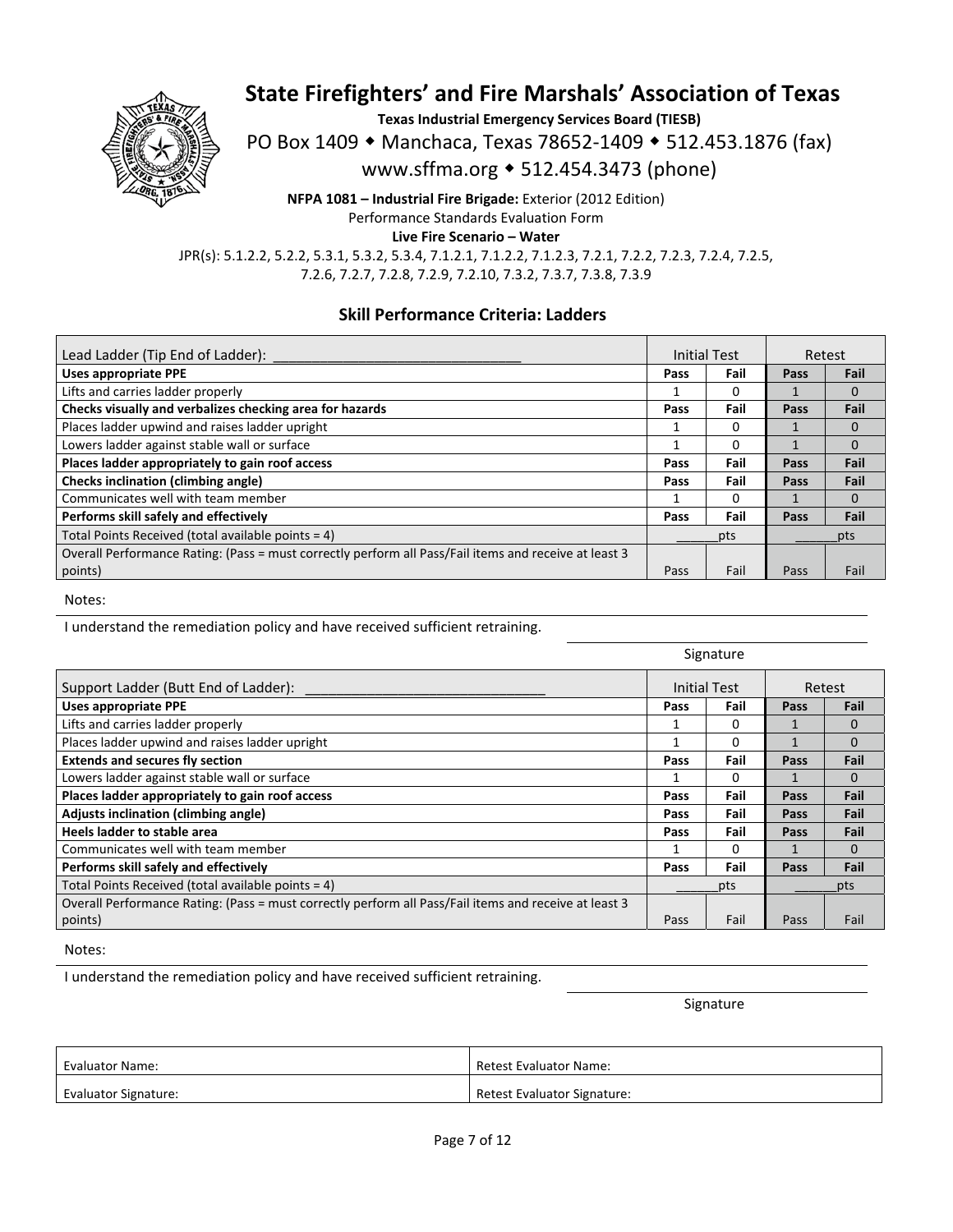# State Firefighters' and Fire Marshals' Association of Texas

**Texas Industrial Emergency Services Board (TIESB)**

PO Box 1409 ◆ Manchaca, Texas 78652-1409 ◆ 512.453.1876 (fax)

www.sffma.org ◆ 512.454.3473 (phone)

**NFPA 1081 – Industrial Fire Brigade:** Exterior (2012 Edition)

Performance Standards Evaluation Form

**Live Fire Scenario – Water**

JPR(s): 5.1.2.2, 5.2.2, 5.3.1, 5.3.2, 5.3.4, 7.1.2.1, 7.1.2.2, 7.1.2.3, 7.2.1, 7.2.2, 7.2.3, 7.2.4, 7.2.5, 7.2.6, 7.2.7, 7.2.8, 7.2.9, 7.2.10, 7.3.2, 7.3.7, 7.3.8, 7.3.9

### Skill Performance Criteria: Ladders

| Lead Ladder (Tip End of Ladder): _______________________________ | Initial Test | | Retest | |
|---|---|---|---|---|
| **Uses appropriate PPE** | **Pass** | **Fail** | **Pass** | **Fail** |
| Lifts and carries ladder properly | 1 | 0 | 1 | 0 |
| **Checks visually and verbalizes checking area for hazards** | **Pass** | **Fail** | **Pass** | **Fail** |
| Places ladder upwind and raises ladder upright | 1 | 0 | 1 | 0 |
| Lowers ladder against stable wall or surface | 1 | 0 | 1 | 0 |
| **Places ladder appropriately to gain roof access** | **Pass** | **Fail** | **Pass** | **Fail** |
| **Checks inclination (climbing angle)** | **Pass** | **Fail** | **Pass** | **Fail** |
| Communicates well with team member | 1 | 0 | 1 | 0 |
| **Performs skill safely and effectively** | **Pass** | **Fail** | **Pass** | **Fail** |
| Total Points Received (total available points = 4) | ______pts | | ______pts | |
| Overall Performance Rating: (Pass = must correctly perform all Pass/Fail items and receive at least 3 points) | Pass | Fail | Pass | Fail |

Notes:

I understand the remediation policy and have received sufficient retraining.

Signature

| Support Ladder (Butt End of Ladder): ______________________________ | Initial Test | | Retest | |
|---|---|---|---|---|
| **Uses appropriate PPE** | **Pass** | **Fail** | **Pass** | **Fail** |
| Lifts and carries ladder properly | 1 | 0 | 1 | 0 |
| Places ladder upwind and raises ladder upright | 1 | 0 | 1 | 0 |
| **Extends and secures fly section** | **Pass** | **Fail** | **Pass** | **Fail** |
| Lowers ladder against stable wall or surface | 1 | 0 | 1 | 0 |
| **Places ladder appropriately to gain roof access** | **Pass** | **Fail** | **Pass** | **Fail** |
| **Adjusts inclination (climbing angle)** | **Pass** | **Fail** | **Pass** | **Fail** |
| **Heels ladder to stable area** | **Pass** | **Fail** | **Pass** | **Fail** |
| Communicates well with team member | 1 | 0 | 1 | 0 |
| **Performs skill safely and effectively** | **Pass** | **Fail** | **Pass** | **Fail** |
| Total Points Received (total available points = 4) | ______pts | | ______pts | |
| Overall Performance Rating: (Pass = must correctly perform all Pass/Fail items and receive at least 3 points) | Pass | Fail | Pass | Fail |

Notes:

I understand the remediation policy and have received sufficient retraining.

Signature

| Evaluator Name: | Retest Evaluator Name: |
|---|---|
| Evaluator Signature: | Retest Evaluator Signature: |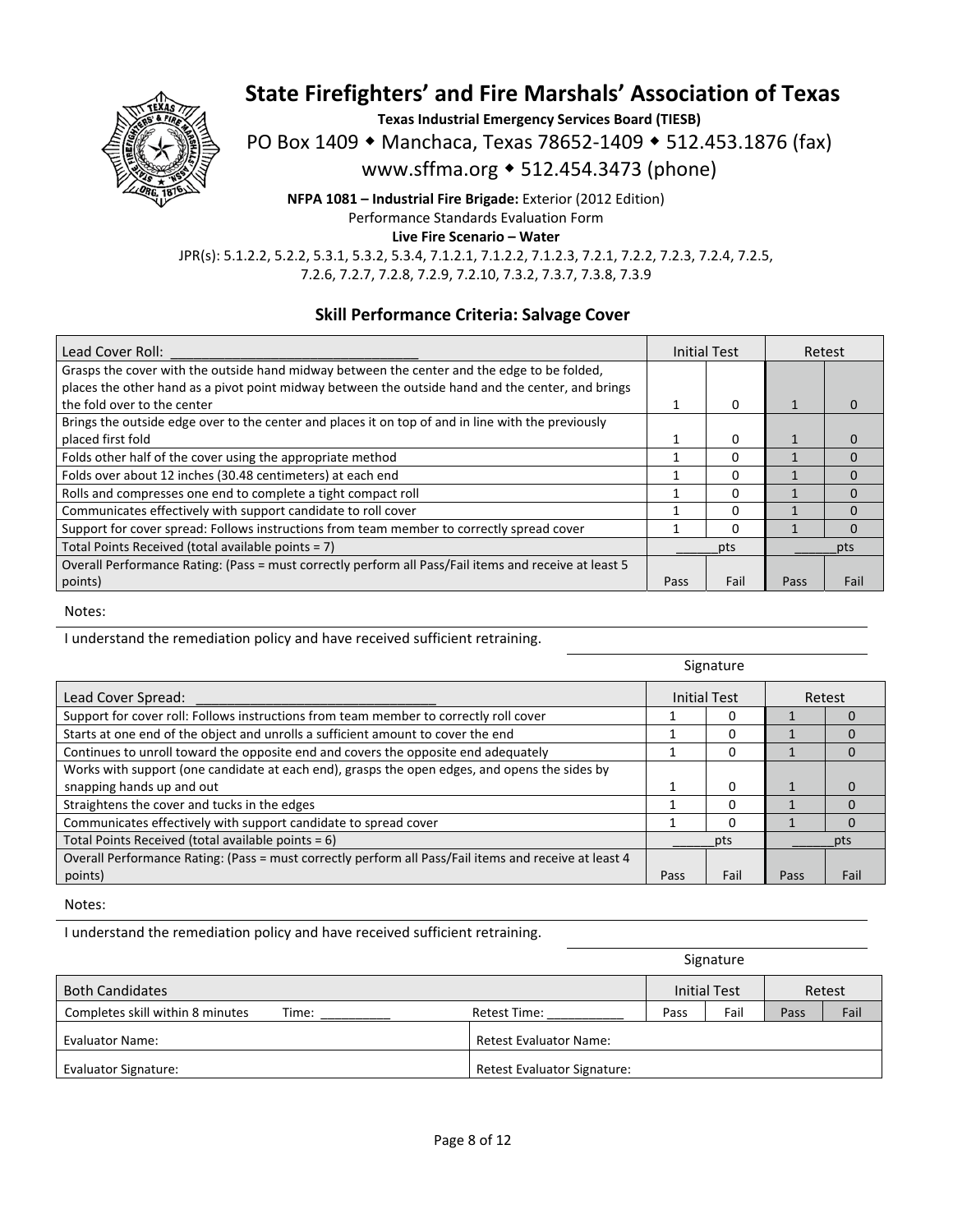# State Firefighters' and Fire Marshals' Association of Texas

**Texas Industrial Emergency Services Board (TIESB)**

PO Box 1409 ◆ Manchaca, Texas 78652-1409 ◆ 512.453.1876 (fax)

www.sffma.org ◆ 512.454.3473 (phone)

**NFPA 1081 – Industrial Fire Brigade:** Exterior (2012 Edition)

Performance Standards Evaluation Form

**Live Fire Scenario – Water**

JPR(s): 5.1.2.2, 5.2.2, 5.3.1, 5.3.2, 5.3.4, 7.1.2.1, 7.1.2.2, 7.1.2.3, 7.2.1, 7.2.2, 7.2.3, 7.2.4, 7.2.5, 7.2.6, 7.2.7, 7.2.8, 7.2.9, 7.2.10, 7.3.2, 7.3.7, 7.3.8, 7.3.9

### Skill Performance Criteria: Salvage Cover

| Lead Cover Roll: ______________________________ | Initial Test | | Retest | |
|---|---|---|---|---|
| Grasps the cover with the outside hand midway between the center and the edge to be folded, places the other hand as a pivot point midway between the outside hand and the center, and brings the fold over to the center | 1 | 0 | 1 | 0 |
| Brings the outside edge over to the center and places it on top of and in line with the previously placed first fold | 1 | 0 | 1 | 0 |
| Folds other half of the cover using the appropriate method | 1 | 0 | 1 | 0 |
| Folds over about 12 inches (30.48 centimeters) at each end | 1 | 0 | 1 | 0 |
| Rolls and compresses one end to complete a tight compact roll | 1 | 0 | 1 | 0 |
| Communicates effectively with support candidate to roll cover | 1 | 0 | 1 | 0 |
| Support for cover spread: Follows instructions from team member to correctly spread cover | 1 | 0 | 1 | 0 |
| Total Points Received (total available points = 7) | ______pts | | ______pts | |
| Overall Performance Rating: (Pass = must correctly perform all Pass/Fail items and receive at least 5 points) | Pass | Fail | Pass | Fail |

Notes:

I understand the remediation policy and have received sufficient retraining.

Signature

| Lead Cover Spread: ______________________________ | Initial Test | | Retest | |
|---|---|---|---|---|
| Support for cover roll: Follows instructions from team member to correctly roll cover | 1 | 0 | 1 | 0 |
| Starts at one end of the object and unrolls a sufficient amount to cover the end | 1 | 0 | 1 | 0 |
| Continues to unroll toward the opposite end and covers the opposite end adequately | 1 | 0 | 1 | 0 |
| Works with support (one candidate at each end), grasps the open edges, and opens the sides by snapping hands up and out | 1 | 0 | 1 | 0 |
| Straightens the cover and tucks in the edges | 1 | 0 | 1 | 0 |
| Communicates effectively with support candidate to spread cover | 1 | 0 | 1 | 0 |
| Total Points Received (total available points = 6) | ______pts | | ______pts | |
| Overall Performance Rating: (Pass = must correctly perform all Pass/Fail items and receive at least 4 points) | Pass | Fail | Pass | Fail |

Notes:

I understand the remediation policy and have received sufficient retraining.

Signature

| Both Candidates | | | Initial Test | | Retest | |
|---|---|---|---|---|---|---|
| Completes skill within 8 minutes | Time: __________ | Retest Time: ___________ | Pass | Fail | Pass | Fail |
| Evaluator Name: | | Retest Evaluator Name: | | | | |
| Evaluator Signature: | | Retest Evaluator Signature: | | | | |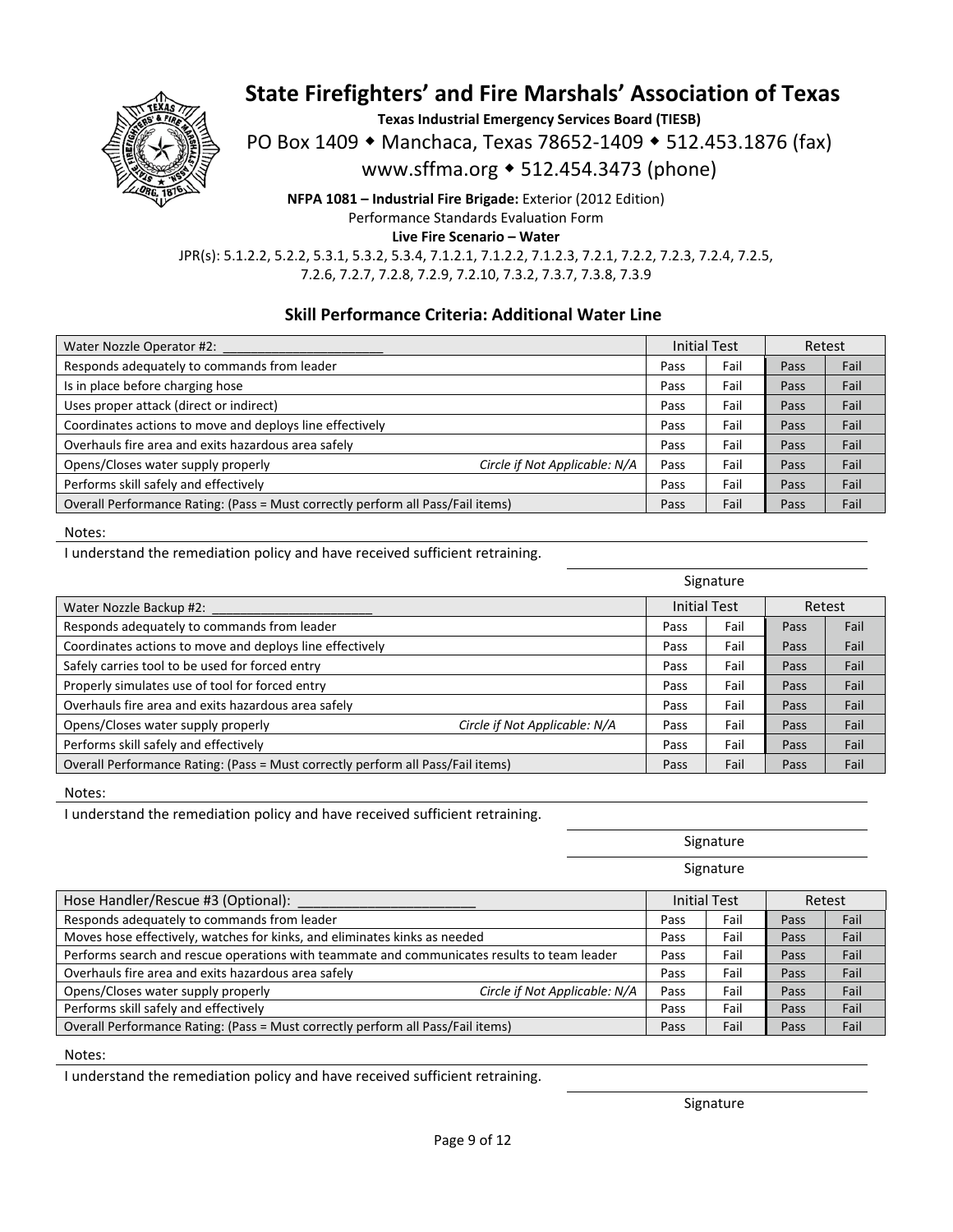# State Firefighters' and Fire Marshals' Association of Texas

**Texas Industrial Emergency Services Board (TIESB)**

PO Box 1409 ◆ Manchaca, Texas 78652-1409 ◆ 512.453.1876 (fax)

www.sffma.org ◆ 512.454.3473 (phone)

**NFPA 1081 – Industrial Fire Brigade:** Exterior (2012 Edition)

Performance Standards Evaluation Form

**Live Fire Scenario – Water**

JPR(s): 5.1.2.2, 5.2.2, 5.3.1, 5.3.2, 5.3.4, 7.1.2.1, 7.1.2.2, 7.1.2.3, 7.2.1, 7.2.2, 7.2.3, 7.2.4, 7.2.5, 7.2.6, 7.2.7, 7.2.8, 7.2.9, 7.2.10, 7.3.2, 7.3.7, 7.3.8, 7.3.9

### Skill Performance Criteria: Additional Water Line

| Water Nozzle Operator #2: ______________________ | Initial Test | | Retest | |
|---|---|---|---|---|
| Responds adequately to commands from leader | Pass | Fail | Pass | Fail |
| Is in place before charging hose | Pass | Fail | Pass | Fail |
| Uses proper attack (direct or indirect) | Pass | Fail | Pass | Fail |
| Coordinates actions to move and deploys line effectively | Pass | Fail | Pass | Fail |
| Overhauls fire area and exits hazardous area safely | Pass | Fail | Pass | Fail |
| Opens/Closes water supply properly *Circle if Not Applicable: N/A* | Pass | Fail | Pass | Fail |
| Performs skill safely and effectively | Pass | Fail | Pass | Fail |
| Overall Performance Rating: (Pass = Must correctly perform all Pass/Fail items) | Pass | Fail | Pass | Fail |

Notes:

I understand the remediation policy and have received sufficient retraining.

Signature

| Water Nozzle Backup #2: ______________________ | Initial Test | | Retest | |
|---|---|---|---|---|
| Responds adequately to commands from leader | Pass | Fail | Pass | Fail |
| Coordinates actions to move and deploys line effectively | Pass | Fail | Pass | Fail |
| Safely carries tool to be used for forced entry | Pass | Fail | Pass | Fail |
| Properly simulates use of tool for forced entry | Pass | Fail | Pass | Fail |
| Overhauls fire area and exits hazardous area safely | Pass | Fail | Pass | Fail |
| Opens/Closes water supply properly *Circle if Not Applicable: N/A* | Pass | Fail | Pass | Fail |
| Performs skill safely and effectively | Pass | Fail | Pass | Fail |
| Overall Performance Rating: (Pass = Must correctly perform all Pass/Fail items) | Pass | Fail | Pass | Fail |

Notes:

I understand the remediation policy and have received sufficient retraining.

Signature

Signature

| Hose Handler/Rescue #3 (Optional): ______________________ | Initial Test | | Retest | |
|---|---|---|---|---|
| Responds adequately to commands from leader | Pass | Fail | Pass | Fail |
| Moves hose effectively, watches for kinks, and eliminates kinks as needed | Pass | Fail | Pass | Fail |
| Performs search and rescue operations with teammate and communicates results to team leader | Pass | Fail | Pass | Fail |
| Overhauls fire area and exits hazardous area safely | Pass | Fail | Pass | Fail |
| Opens/Closes water supply properly *Circle if Not Applicable: N/A* | Pass | Fail | Pass | Fail |
| Performs skill safely and effectively | Pass | Fail | Pass | Fail |
| Overall Performance Rating: (Pass = Must correctly perform all Pass/Fail items) | Pass | Fail | Pass | Fail |

Notes:

I understand the remediation policy and have received sufficient retraining.

Signature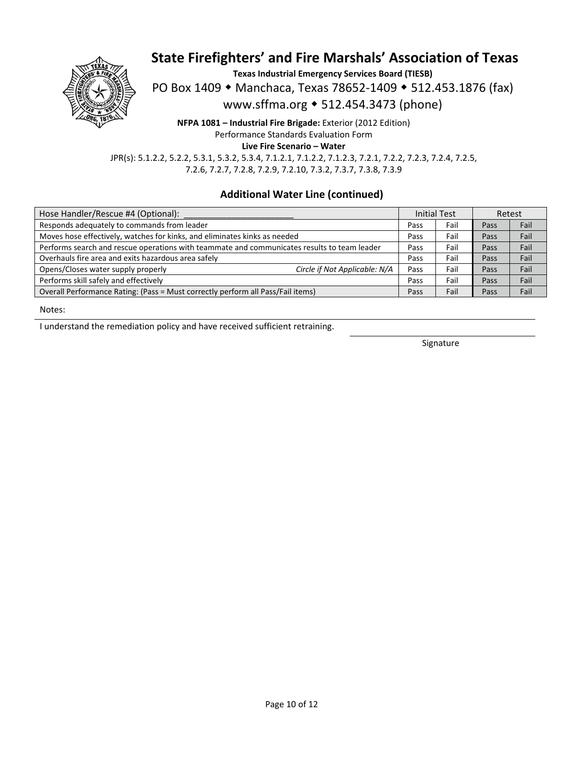# State Firefighters' and Fire Marshals' Association of Texas

**Texas Industrial Emergency Services Board (TIESB)**

PO Box 1409 ◆ Manchaca, Texas 78652-1409 ◆ 512.453.1876 (fax)

www.sffma.org ◆ 512.454.3473 (phone)

**NFPA 1081 – Industrial Fire Brigade:** Exterior (2012 Edition)

Performance Standards Evaluation Form

**Live Fire Scenario – Water**

JPR(s): 5.1.2.2, 5.2.2, 5.3.1, 5.3.2, 5.3.4, 7.1.2.1, 7.1.2.2, 7.1.2.3, 7.2.1, 7.2.2, 7.2.3, 7.2.4, 7.2.5, 7.2.6, 7.2.7, 7.2.8, 7.2.9, 7.2.10, 7.3.2, 7.3.7, 7.3.8, 7.3.9

### Additional Water Line (continued)

| Hose Handler/Rescue #4 (Optional): ______________________ | Initial Test | | Retest | |
|---|---|---|---|---|
| Responds adequately to commands from leader | Pass | Fail | Pass | Fail |
| Moves hose effectively, watches for kinks, and eliminates kinks as needed | Pass | Fail | Pass | Fail |
| Performs search and rescue operations with teammate and communicates results to team leader | Pass | Fail | Pass | Fail |
| Overhauls fire area and exits hazardous area safely | Pass | Fail | Pass | Fail |
| Opens/Closes water supply properly *Circle if Not Applicable: N/A* | Pass | Fail | Pass | Fail |
| Performs skill safely and effectively | Pass | Fail | Pass | Fail |
| Overall Performance Rating: (Pass = Must correctly perform all Pass/Fail items) | Pass | Fail | Pass | Fail |

Notes:

I understand the remediation policy and have received sufficient retraining.

______________________
Signature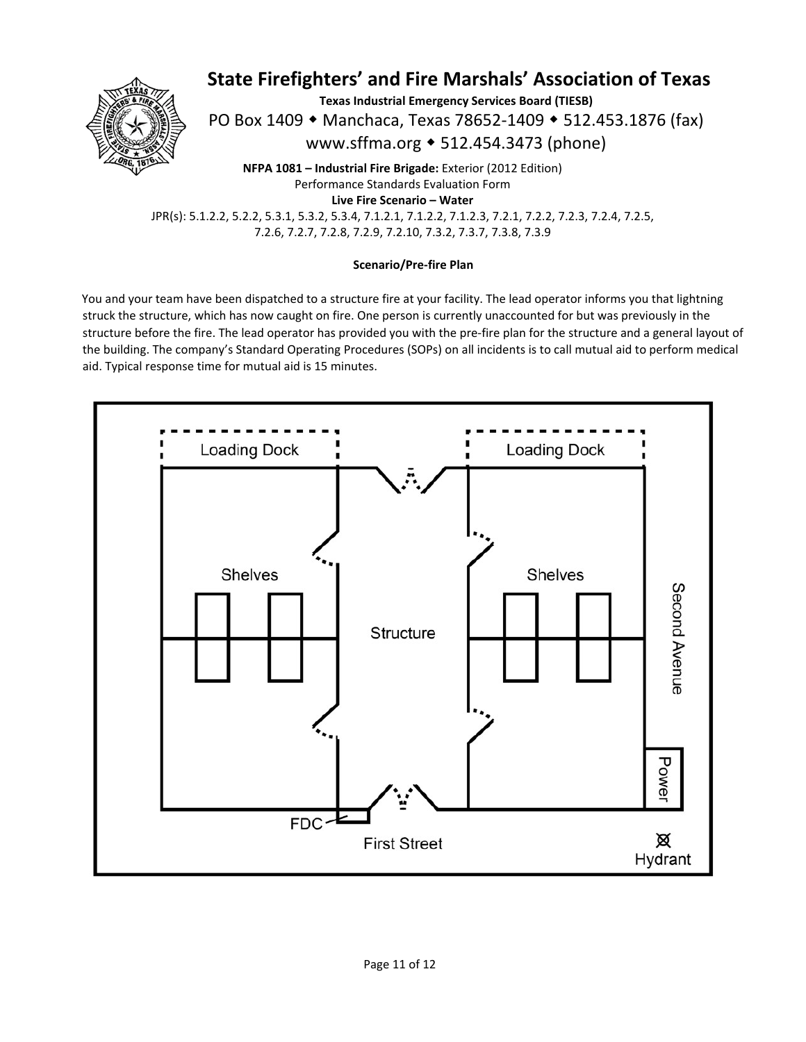# State Firefighters' and Fire Marshals' Association of Texas

**Texas Industrial Emergency Services Board (TIESB)**

PO Box 1409 ◆ Manchaca, Texas 78652-1409 ◆ 512.453.1876 (fax)

www.sffma.org ◆ 512.454.3473 (phone)

**NFPA 1081 – Industrial Fire Brigade:** Exterior (2012 Edition)

Performance Standards Evaluation Form

**Live Fire Scenario – Water**

JPR(s): 5.1.2.2, 5.2.2, 5.3.1, 5.3.2, 5.3.4, 7.1.2.1, 7.1.2.2, 7.1.2.3, 7.2.1, 7.2.2, 7.2.3, 7.2.4, 7.2.5, 7.2.6, 7.2.7, 7.2.8, 7.2.9, 7.2.10, 7.3.2, 7.3.7, 7.3.8, 7.3.9

**Scenario/Pre-fire Plan**

You and your team have been dispatched to a structure fire at your facility. The lead operator informs you that lightning struck the structure, which has now caught on fire. One person is currently unaccounted for but was previously in the structure before the fire. The lead operator has provided you with the pre-fire plan for the structure and a general layout of the building. The company's Standard Operating Procedures (SOPs) on all incidents is to call mutual aid to perform medical aid. Typical response time for mutual aid is 15 minutes.

Loading Dock | Loading Dock

Shelves | Structure | Shelves

Second Avenue

Power

FDC

First Street

Hydrant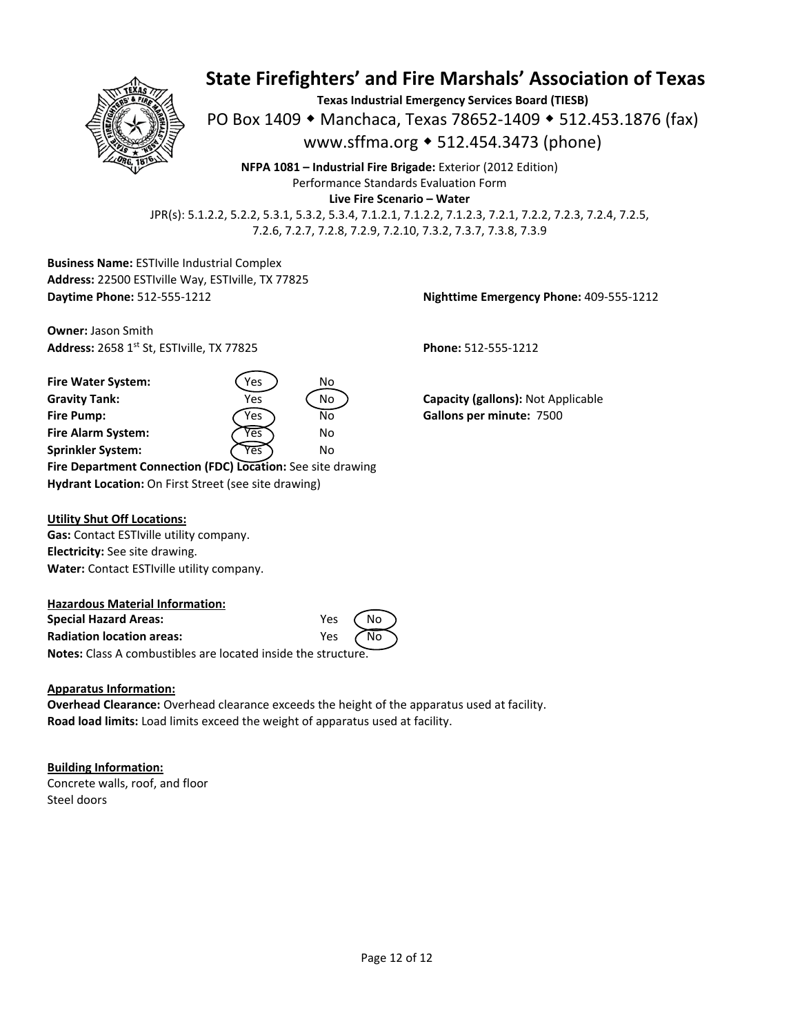# State Firefighters' and Fire Marshals' Association of Texas

**Texas Industrial Emergency Services Board (TIESB)**

PO Box 1409 ◆ Manchaca, Texas 78652-1409 ◆ 512.453.1876 (fax)

www.sffma.org ◆ 512.454.3473 (phone)

**NFPA 1081 – Industrial Fire Brigade:** Exterior (2012 Edition)
Performance Standards Evaluation Form
**Live Fire Scenario – Water**
JPR(s): 5.1.2.2, 5.2.2, 5.3.1, 5.3.2, 5.3.4, 7.1.2.1, 7.1.2.2, 7.1.2.3, 7.2.1, 7.2.2, 7.2.3, 7.2.4, 7.2.5, 7.2.6, 7.2.7, 7.2.8, 7.2.9, 7.2.10, 7.3.2, 7.3.7, 7.3.8, 7.3.9

**Business Name:** ESTIville Industrial Complex
**Address:** 22500 ESTIville Way, ESTIville, TX 77825
**Daytime Phone:** 512-555-1212
**Nighttime Emergency Phone:** 409-555-1212

**Owner:** Jason Smith
**Address:** 2658 1st St, ESTIville, TX 77825
**Phone:** 512-555-1212

**Fire Water System:** (Yes) No
**Gravity Tank:** Yes (No) **Capacity (gallons):** Not Applicable
**Fire Pump:** (Yes) No **Gallons per minute:** 7500
**Fire Alarm System:** (Yes) No
**Sprinkler System:** (Yes) No
**Fire Department Connection (FDC) Location:** See site drawing
**Hydrant Location:** On First Street (see site drawing)

**Utility Shut Off Locations:**
**Gas:** Contact ESTIville utility company.
**Electricity:** See site drawing.
**Water:** Contact ESTIville utility company.

**Hazardous Material Information:**
**Special Hazard Areas:** Yes (No)
**Radiation location areas:** Yes (No)
**Notes:** Class A combustibles are located inside the structure.

**Apparatus Information:**
**Overhead Clearance:** Overhead clearance exceeds the height of the apparatus used at facility.
**Road load limits:** Load limits exceed the weight of apparatus used at facility.

**Building Information:**
Concrete walls, roof, and floor
Steel doors